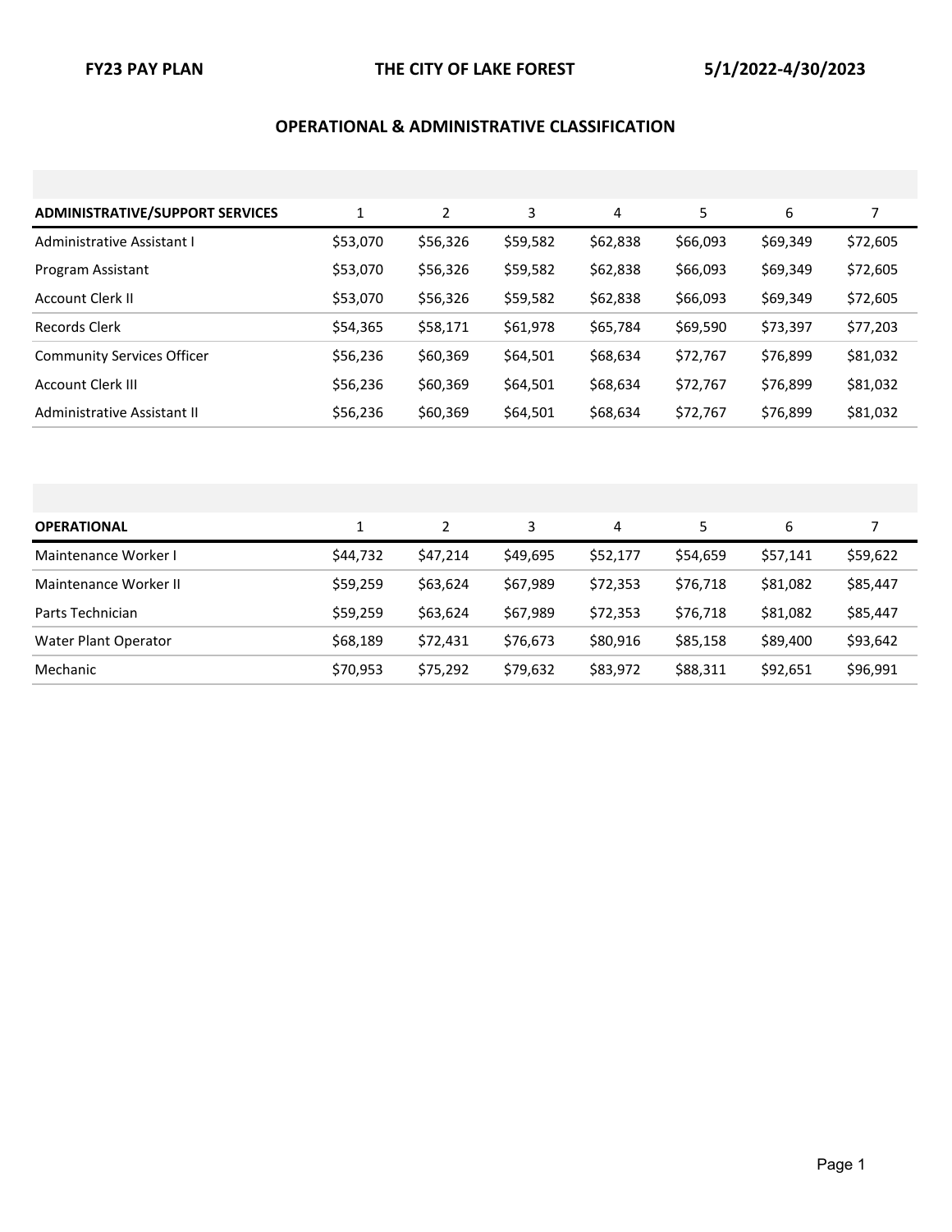FY23 PAY PLAN — THE CITY OF LAKE FOREST — 5/1/2022-4/30/2023

## OPERATIONAL & ADMINISTRATIVE CLASSIFICATION

| ADMINISTRATIVE/SUPPORT SERVICES | 1 | 2 | 3 | 4 | 5 | 6 | 7 |
|---|---|---|---|---|---|---|---|
| Administrative Assistant I | $53,070 | $56,326 | $59,582 | $62,838 | $66,093 | $69,349 | $72,605 |
| Program Assistant | $53,070 | $56,326 | $59,582 | $62,838 | $66,093 | $69,349 | $72,605 |
| Account Clerk II | $53,070 | $56,326 | $59,582 | $62,838 | $66,093 | $69,349 | $72,605 |
| Records Clerk | $54,365 | $58,171 | $61,978 | $65,784 | $69,590 | $73,397 | $77,203 |
| Community Services Officer | $56,236 | $60,369 | $64,501 | $68,634 | $72,767 | $76,899 | $81,032 |
| Account Clerk III | $56,236 | $60,369 | $64,501 | $68,634 | $72,767 | $76,899 | $81,032 |
| Administrative Assistant II | $56,236 | $60,369 | $64,501 | $68,634 | $72,767 | $76,899 | $81,032 |

| OPERATIONAL | 1 | 2 | 3 | 4 | 5 | 6 | 7 |
|---|---|---|---|---|---|---|---|
| Maintenance Worker I | $44,732 | $47,214 | $49,695 | $52,177 | $54,659 | $57,141 | $59,622 |
| Maintenance Worker II | $59,259 | $63,624 | $67,989 | $72,353 | $76,718 | $81,082 | $85,447 |
| Parts Technician | $59,259 | $63,624 | $67,989 | $72,353 | $76,718 | $81,082 | $85,447 |
| Water Plant Operator | $68,189 | $72,431 | $76,673 | $80,916 | $85,158 | $89,400 | $93,642 |
| Mechanic | $70,953 | $75,292 | $79,632 | $83,972 | $88,311 | $92,651 | $96,991 |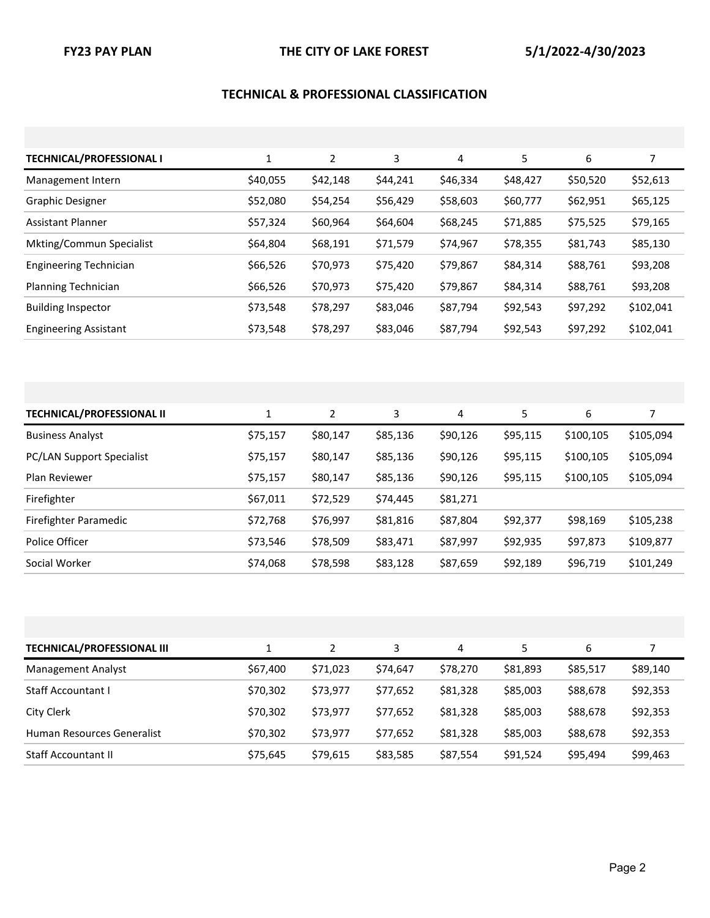## TECHNICAL & PROFESSIONAL CLASSIFICATION

| TECHNICAL/PROFESSIONAL I | 1 | 2 | 3 | 4 | 5 | 6 | 7 |
|---|---|---|---|---|---|---|---|
| Management Intern | $40,055 | $42,148 | $44,241 | $46,334 | $48,427 | $50,520 | $52,613 |
| Graphic Designer | $52,080 | $54,254 | $56,429 | $58,603 | $60,777 | $62,951 | $65,125 |
| Assistant Planner | $57,324 | $60,964 | $64,604 | $68,245 | $71,885 | $75,525 | $79,165 |
| Mkting/Commun Specialist | $64,804 | $68,191 | $71,579 | $74,967 | $78,355 | $81,743 | $85,130 |
| Engineering Technician | $66,526 | $70,973 | $75,420 | $79,867 | $84,314 | $88,761 | $93,208 |
| Planning Technician | $66,526 | $70,973 | $75,420 | $79,867 | $84,314 | $88,761 | $93,208 |
| Building Inspector | $73,548 | $78,297 | $83,046 | $87,794 | $92,543 | $97,292 | $102,041 |
| Engineering Assistant | $73,548 | $78,297 | $83,046 | $87,794 | $92,543 | $97,292 | $102,041 |

| TECHNICAL/PROFESSIONAL II | 1 | 2 | 3 | 4 | 5 | 6 | 7 |
|---|---|---|---|---|---|---|---|
| Business Analyst | $75,157 | $80,147 | $85,136 | $90,126 | $95,115 | $100,105 | $105,094 |
| PC/LAN Support Specialist | $75,157 | $80,147 | $85,136 | $90,126 | $95,115 | $100,105 | $105,094 |
| Plan Reviewer | $75,157 | $80,147 | $85,136 | $90,126 | $95,115 | $100,105 | $105,094 |
| Firefighter | $67,011 | $72,529 | $74,445 | $81,271 | | | |
| Firefighter Paramedic | $72,768 | $76,997 | $81,816 | $87,804 | $92,377 | $98,169 | $105,238 |
| Police Officer | $73,546 | $78,509 | $83,471 | $87,997 | $92,935 | $97,873 | $109,877 |
| Social Worker | $74,068 | $78,598 | $83,128 | $87,659 | $92,189 | $96,719 | $101,249 |

| TECHNICAL/PROFESSIONAL III | 1 | 2 | 3 | 4 | 5 | 6 | 7 |
|---|---|---|---|---|---|---|---|
| Management Analyst | $67,400 | $71,023 | $74,647 | $78,270 | $81,893 | $85,517 | $89,140 |
| Staff Accountant I | $70,302 | $73,977 | $77,652 | $81,328 | $85,003 | $88,678 | $92,353 |
| City Clerk | $70,302 | $73,977 | $77,652 | $81,328 | $85,003 | $88,678 | $92,353 |
| Human Resources Generalist | $70,302 | $73,977 | $77,652 | $81,328 | $85,003 | $88,678 | $92,353 |
| Staff Accountant II | $75,645 | $79,615 | $83,585 | $87,554 | $91,524 | $95,494 | $99,463 |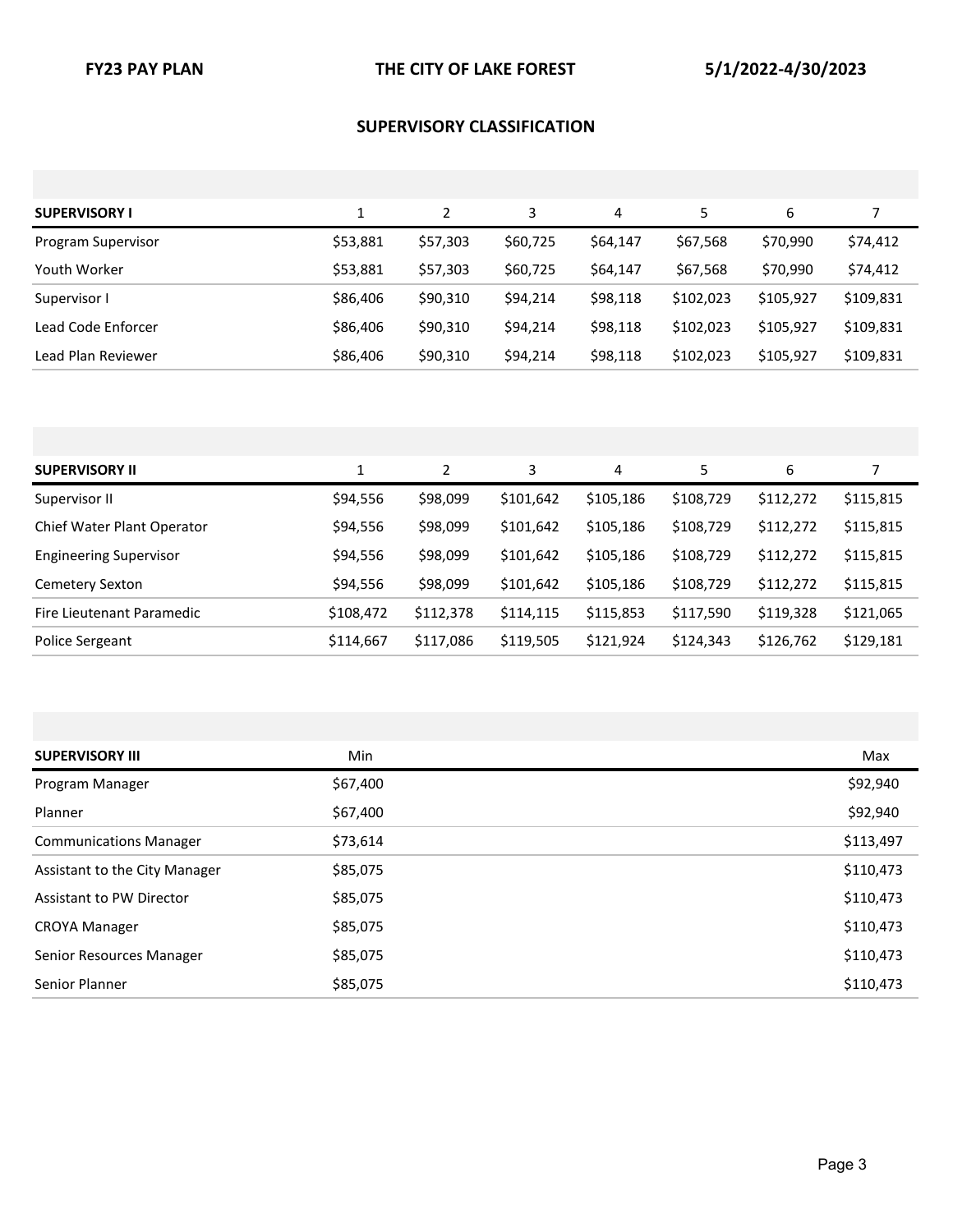## SUPERVISORY CLASSIFICATION

| SUPERVISORY I | 1 | 2 | 3 | 4 | 5 | 6 | 7 |
|---|---|---|---|---|---|---|---|
| Program Supervisor | $53,881 | $57,303 | $60,725 | $64,147 | $67,568 | $70,990 | $74,412 |
| Youth Worker | $53,881 | $57,303 | $60,725 | $64,147 | $67,568 | $70,990 | $74,412 |
| Supervisor I | $86,406 | $90,310 | $94,214 | $98,118 | $102,023 | $105,927 | $109,831 |
| Lead Code Enforcer | $86,406 | $90,310 | $94,214 | $98,118 | $102,023 | $105,927 | $109,831 |
| Lead Plan Reviewer | $86,406 | $90,310 | $94,214 | $98,118 | $102,023 | $105,927 | $109,831 |

| SUPERVISORY II | 1 | 2 | 3 | 4 | 5 | 6 | 7 |
|---|---|---|---|---|---|---|---|
| Supervisor II | $94,556 | $98,099 | $101,642 | $105,186 | $108,729 | $112,272 | $115,815 |
| Chief Water Plant Operator | $94,556 | $98,099 | $101,642 | $105,186 | $108,729 | $112,272 | $115,815 |
| Engineering Supervisor | $94,556 | $98,099 | $101,642 | $105,186 | $108,729 | $112,272 | $115,815 |
| Cemetery Sexton | $94,556 | $98,099 | $101,642 | $105,186 | $108,729 | $112,272 | $115,815 |
| Fire Lieutenant Paramedic | $108,472 | $112,378 | $114,115 | $115,853 | $117,590 | $119,328 | $121,065 |
| Police Sergeant | $114,667 | $117,086 | $119,505 | $121,924 | $124,343 | $126,762 | $129,181 |

| SUPERVISORY III | Min | Max |
|---|---|---|
| Program Manager | $67,400 | $92,940 |
| Planner | $67,400 | $92,940 |
| Communications Manager | $73,614 | $113,497 |
| Assistant to the City Manager | $85,075 | $110,473 |
| Assistant to PW Director | $85,075 | $110,473 |
| CROYA Manager | $85,075 | $110,473 |
| Senior Resources Manager | $85,075 | $110,473 |
| Senior Planner | $85,075 | $110,473 |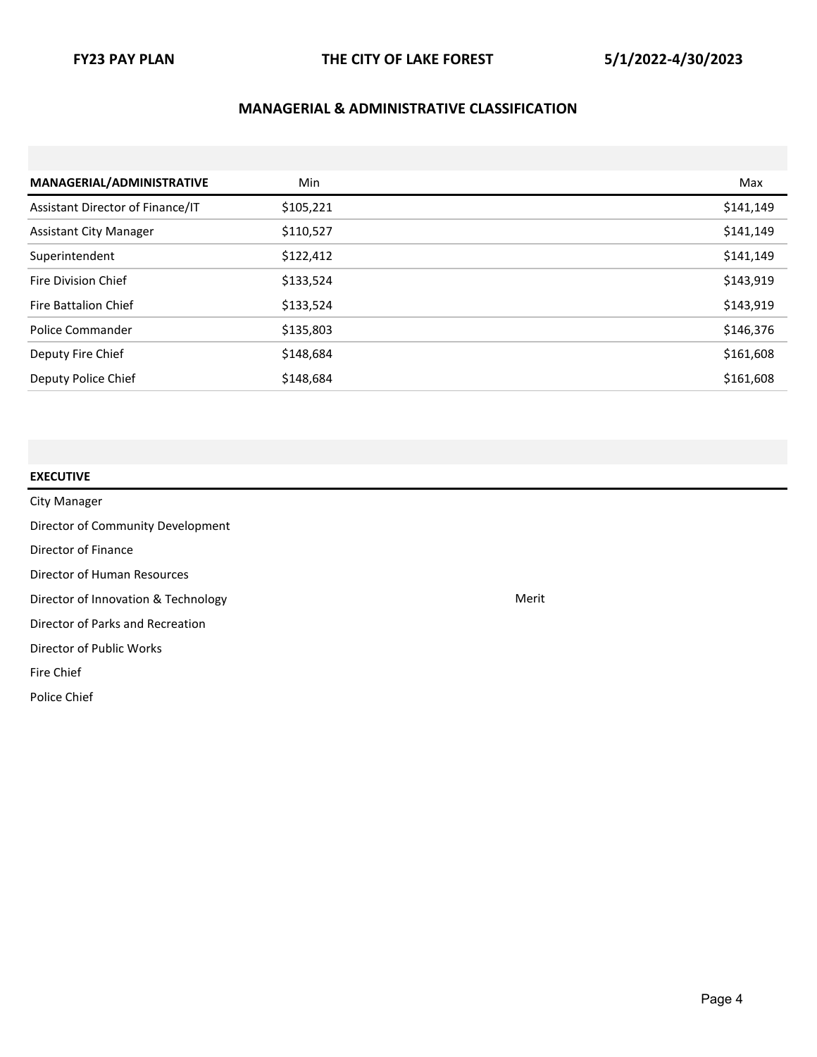## MANAGERIAL & ADMINISTRATIVE CLASSIFICATION

| MANAGERIAL/ADMINISTRATIVE | Min | Max |
|---|---|---|
| Assistant Director of Finance/IT | $105,221 | $141,149 |
| Assistant City Manager | $110,527 | $141,149 |
| Superintendent | $122,412 | $141,149 |
| Fire Division Chief | $133,524 | $143,919 |
| Fire Battalion Chief | $133,524 | $143,919 |
| Police Commander | $135,803 | $146,376 |
| Deputy Fire Chief | $148,684 | $161,608 |
| Deputy Police Chief | $148,684 | $161,608 |

| EXECUTIVE | |
|---|---|
| City Manager | |
| Director of Community Development | |
| Director of Finance | |
| Director of Human Resources | |
| Director of Innovation & Technology | Merit |
| Director of Parks and Recreation | |
| Director of Public Works | |
| Fire Chief | |
| Police Chief | |